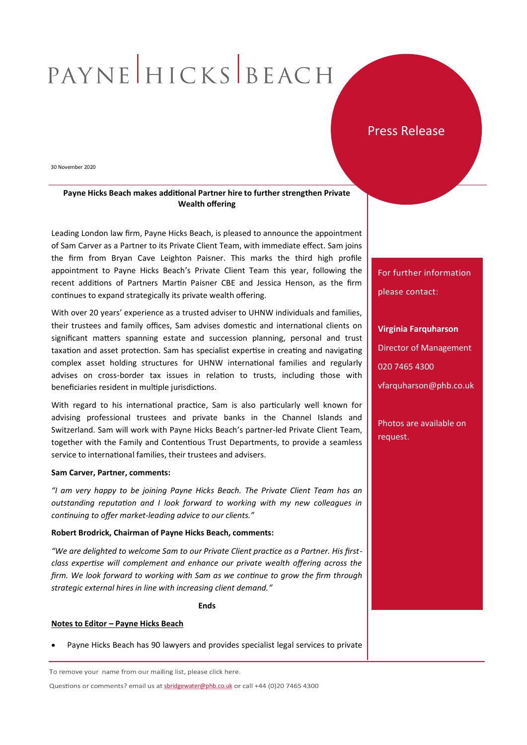PAYNE | HICKS | BEACH

Press Release

30 November 2020

**Payne Hicks Beach makes additional Partner hire to further strengthen Private Wealth offering**

Leading London law firm, Payne Hicks Beach, is pleased to announce the appointment of Sam Carver as a Partner to its Private Client Team, with immediate effect. Sam joins the firm from Bryan Cave Leighton Paisner. This marks the third high profile appointment to Payne Hicks Beach's Private Client Team this year, following the recent additions of Partners Martin Paisner CBE and Jessica Henson, as the firm continues to expand strategically its private wealth offering.

With over 20 years' experience as a trusted adviser to UHNW individuals and families, their trustees and family offices, Sam advises domestic and international clients on significant matters spanning estate and succession planning, personal and trust taxation and asset protection. Sam has specialist expertise in creating and navigating complex asset holding structures for UHNW international families and regularly advises on cross-border tax issues in relation to trusts, including those with beneficiaries resident in multiple jurisdictions.

With regard to his international practice, Sam is also particularly well known for advising professional trustees and private banks in the Channel Islands and Switzerland. Sam will work with Payne Hicks Beach's partner-led Private Client Team, together with the Family and Contentious Trust Departments, to provide a seamless service to international families, their trustees and advisers.

**Sam Carver, Partner, comments:**

*"I am very happy to be joining Payne Hicks Beach. The Private Client Team has an outstanding reputation and I look forward to working with my new colleagues in continuing to offer market-leading advice to our clients."*

**Robert Brodrick, Chairman of Payne Hicks Beach, comments:**

*"We are delighted to welcome Sam to our Private Client practice as a Partner. His first-class expertise will complement and enhance our private wealth offering across the firm. We look forward to working with Sam as we continue to grow the firm through strategic external hires in line with increasing client demand."*

**Ends**

**Notes to Editor – Payne Hicks Beach**

- Payne Hicks Beach has 90 lawyers and provides specialist legal services to private

For further information please contact:

**Virginia Farquharson**

Director of Management

020 7465 4300

vfarquharson@phb.co.uk

Photos are available on request.

To remove your name from our mailing list, please click here.

Questions or comments? email us at sbridgewater@phb.co.uk or call +44 (0)20 7465 4300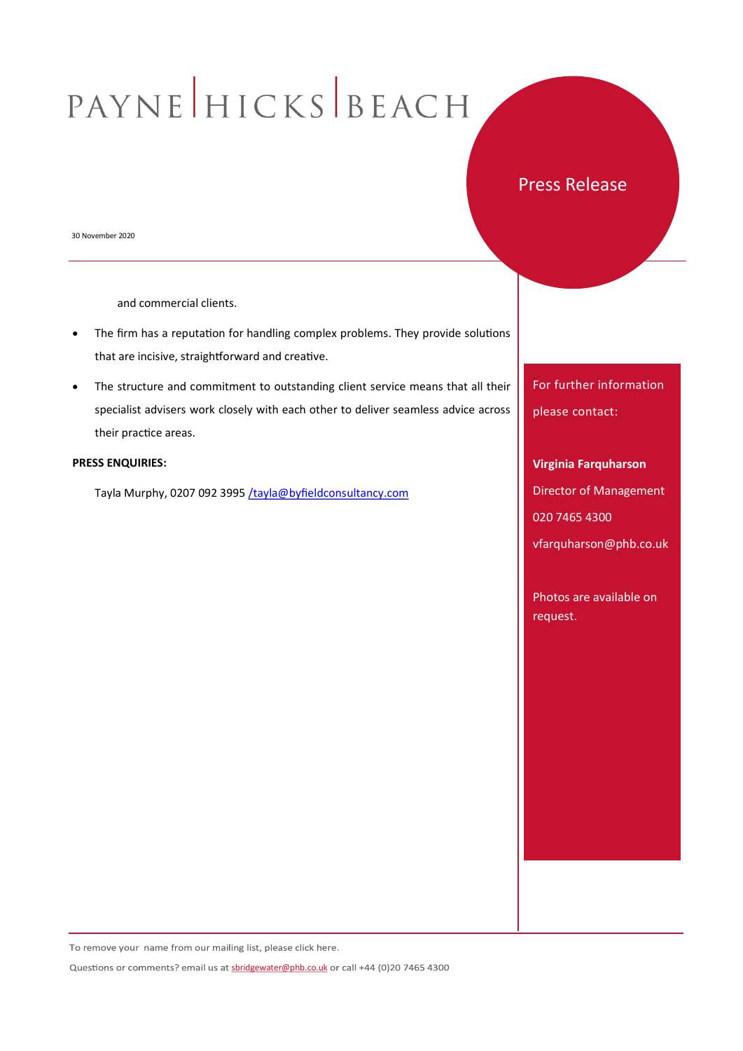# PAYNE | HICKS | BEACH

Press Release

30 November 2020

and commercial clients.

- The firm has a reputation for handling complex problems. They provide solutions that are incisive, straightforward and creative.
- The structure and commitment to outstanding client service means that all their specialist advisers work closely with each other to deliver seamless advice across their practice areas.

**PRESS ENQUIRIES:**

Tayla Murphy, 0207 092 3995 /tayla@byfieldconsultancy.com

For further information please contact:

**Virginia Farquharson**

Director of Management

020 7465 4300

vfarquharson@phb.co.uk

Photos are available on request.

To remove your name from our mailing list, please click here.

Questions or comments? email us at sbridgewater@phb.co.uk or call +44 (0)20 7465 4300